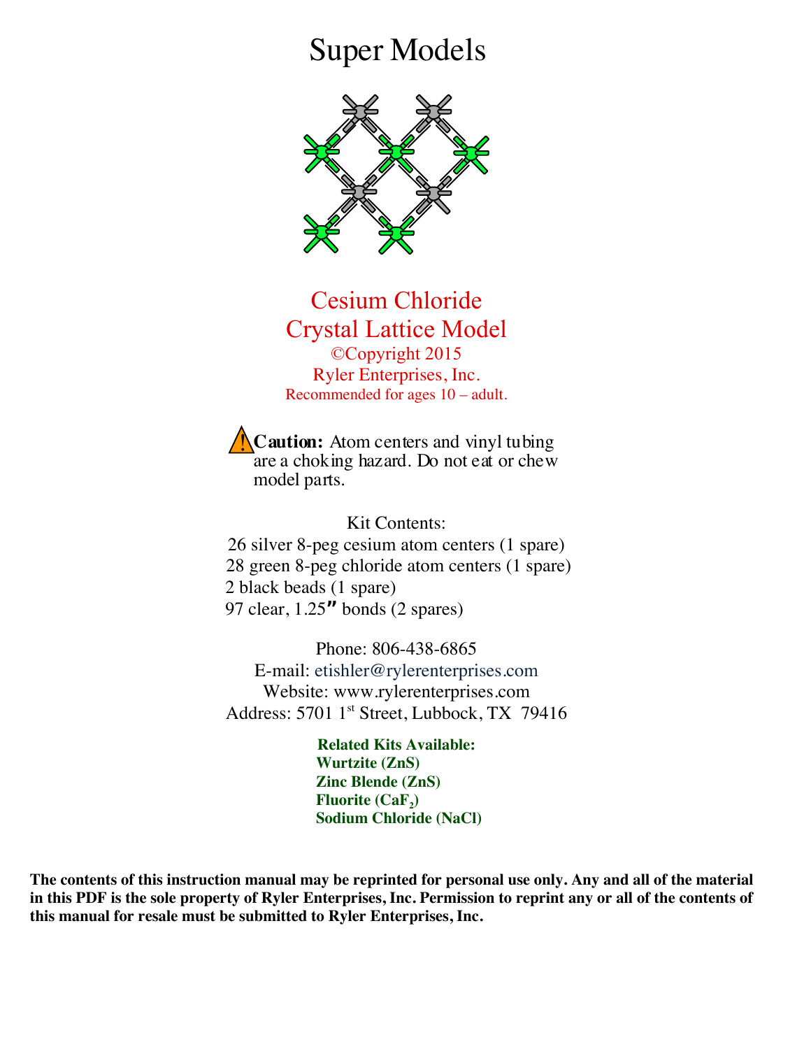# Super Models

## Cesium Chloride
## Crystal Lattice Model

©Copyright 2015
Ryler Enterprises, Inc.
Recommended for ages 10 – adult.

⚠ **Caution:** Atom centers and vinyl tubing are a choking hazard. Do not eat or chew model parts.

Kit Contents:
26 silver 8-peg cesium atom centers (1 spare)
28 green 8-peg chloride atom centers (1 spare)
2 black beads (1 spare)
97 clear, 1.25″ bonds (2 spares)

Phone: 806-438-6865
E-mail: etishler@rylerenterprises.com
Website: www.rylerenterprises.com
Address: 5701 1st Street, Lubbock, TX 79416

**Related Kits Available:**
**Wurtzite (ZnS)**
**Zinc Blende (ZnS)**
**Fluorite ($CaF_2$)**
**Sodium Chloride (NaCl)**

**The contents of this instruction manual may be reprinted for personal use only. Any and all of the material in this PDF is the sole property of Ryler Enterprises, Inc. Permission to reprint any or all of the contents of this manual for resale must be submitted to Ryler Enterprises, Inc.**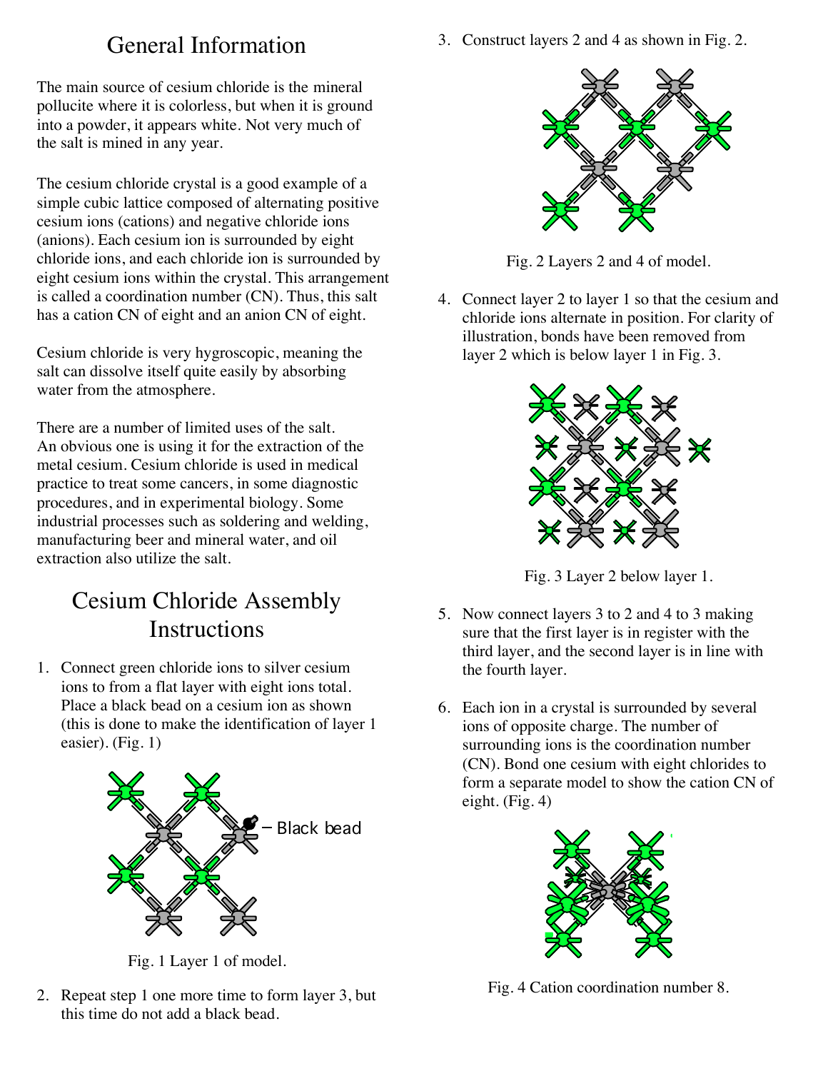# General Information

The main source of cesium chloride is the mineral pollucite where it is colorless, but when it is ground into a powder, it appears white. Not very much of the salt is mined in any year.

The cesium chloride crystal is a good example of a simple cubic lattice composed of alternating positive cesium ions (cations) and negative chloride ions (anions). Each cesium ion is surrounded by eight chloride ions, and each chloride ion is surrounded by eight cesium ions within the crystal. This arrangement is called a coordination number (CN). Thus, this salt has a cation CN of eight and an anion CN of eight.

Cesium chloride is very hygroscopic, meaning the salt can dissolve itself quite easily by absorbing water from the atmosphere.

There are a number of limited uses of the salt. An obvious one is using it for the extraction of the metal cesium. Cesium chloride is used in medical practice to treat some cancers, in some diagnostic procedures, and in experimental biology. Some industrial processes such as soldering and welding, manufacturing beer and mineral water, and oil extraction also utilize the salt.

# Cesium Chloride Assembly Instructions

1. Connect green chloride ions to silver cesium ions to from a flat layer with eight ions total. Place a black bead on a cesium ion as shown (this is done to make the identification of layer 1 easier). (Fig. 1)

Black bead

Fig. 1 Layer 1 of model.

2. Repeat step 1 one more time to form layer 3, but this time do not add a black bead.

3. Construct layers 2 and 4 as shown in Fig. 2.

Fig. 2 Layers 2 and 4 of model.

4. Connect layer 2 to layer 1 so that the cesium and chloride ions alternate in position. For clarity of illustration, bonds have been removed from layer 2 which is below layer 1 in Fig. 3.

Fig. 3 Layer 2 below layer 1.

5. Now connect layers 3 to 2 and 4 to 3 making sure that the first layer is in register with the third layer, and the second layer is in line with the fourth layer.

6. Each ion in a crystal is surrounded by several ions of opposite charge. The number of surrounding ions is the coordination number (CN). Bond one cesium with eight chlorides to form a separate model to show the cation CN of eight. (Fig. 4)

Fig. 4 Cation coordination number 8.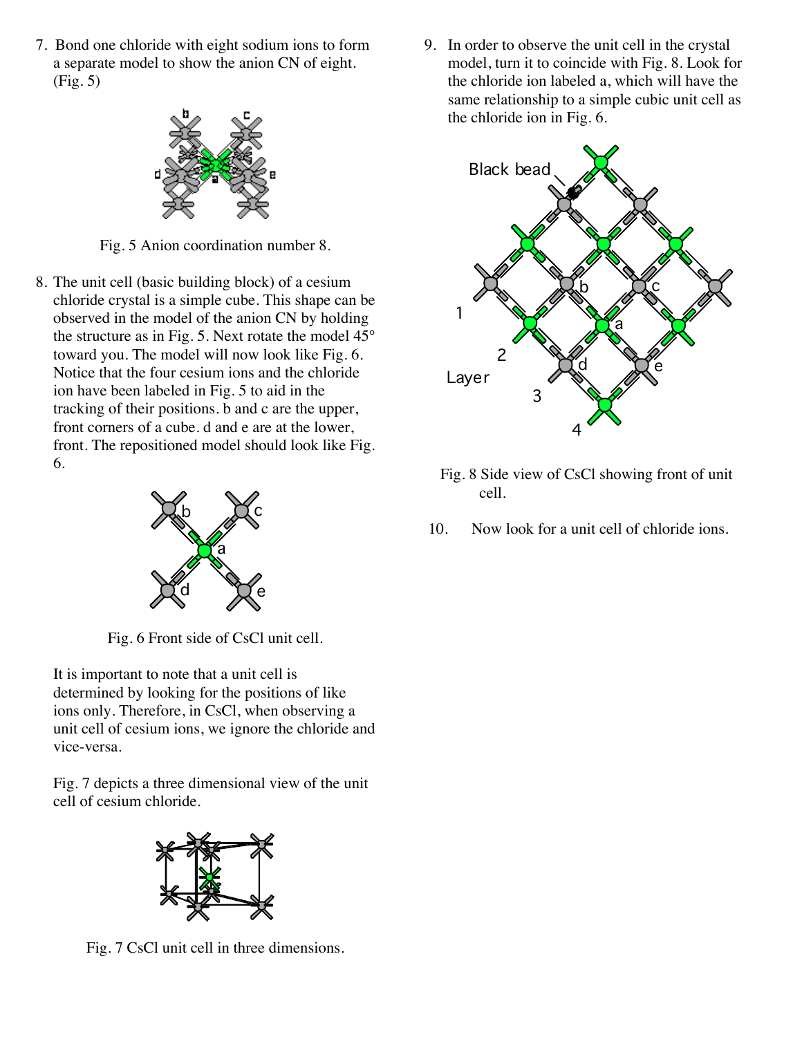7. Bond one chloride with eight sodium ions to form a separate model to show the anion CN of eight. (Fig. 5)

Fig. 5 Anion coordination number 8.

8. The unit cell (basic building block) of a cesium chloride crystal is a simple cube. This shape can be observed in the model of the anion CN by holding the structure as in Fig. 5. Next rotate the model 45° toward you. The model will now look like Fig. 6. Notice that the four cesium ions and the chloride ion have been labeled in Fig. 5 to aid in the tracking of their positions. b and c are the upper, front corners of a cube. d and e are at the lower, front. The repositioned model should look like Fig. 6.

Fig. 6 Front side of CsCl unit cell.

It is important to note that a unit cell is determined by looking for the positions of like ions only. Therefore, in CsCl, when observing a unit cell of cesium ions, we ignore the chloride and vice-versa.

Fig. 7 depicts a three dimensional view of the unit cell of cesium chloride.

Fig. 7 CsCl unit cell in three dimensions.

9. In order to observe the unit cell in the crystal model, turn it to coincide with Fig. 8. Look for the chloride ion labeled a, which will have the same relationship to a simple cubic unit cell as the chloride ion in Fig. 6.

Fig. 8 Side view of CsCl showing front of unit cell.

10. Now look for a unit cell of chloride ions.